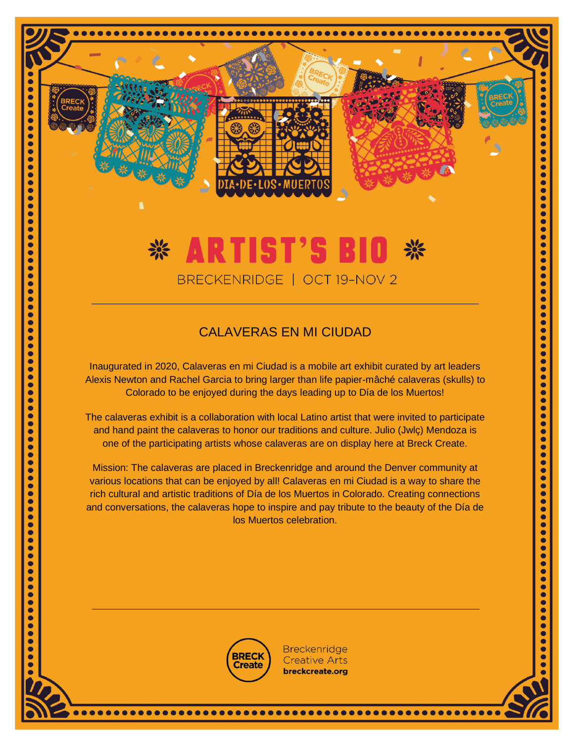# ARTIST'S BIO

BRECKENRIDGE | OCT 19–NOV 2

## CALAVERAS EN MI CIUDAD

Inaugurated in 2020, Calaveras en mi Ciudad is a mobile art exhibit curated by art leaders Alexis Newton and Rachel Garcia to bring larger than life papier-mâché calaveras (skulls) to Colorado to be enjoyed during the days leading up to Día de los Muertos!

The calaveras exhibit is a collaboration with local Latino artist that were invited to participate and hand paint the calaveras to honor our traditions and culture. Julio (Jwlç) Mendoza is one of the participating artists whose calaveras are on display here at Breck Create.

Mission: The calaveras are placed in Breckenridge and around the Denver community at various locations that can be enjoyed by all! Calaveras en mi Ciudad is a way to share the rich cultural and artistic traditions of Día de los Muertos in Colorado. Creating connections and conversations, the calaveras hope to inspire and pay tribute to the beauty of the Día de los Muertos celebration.

BRECK Create
Breckenridge Creative Arts
breckcreate.org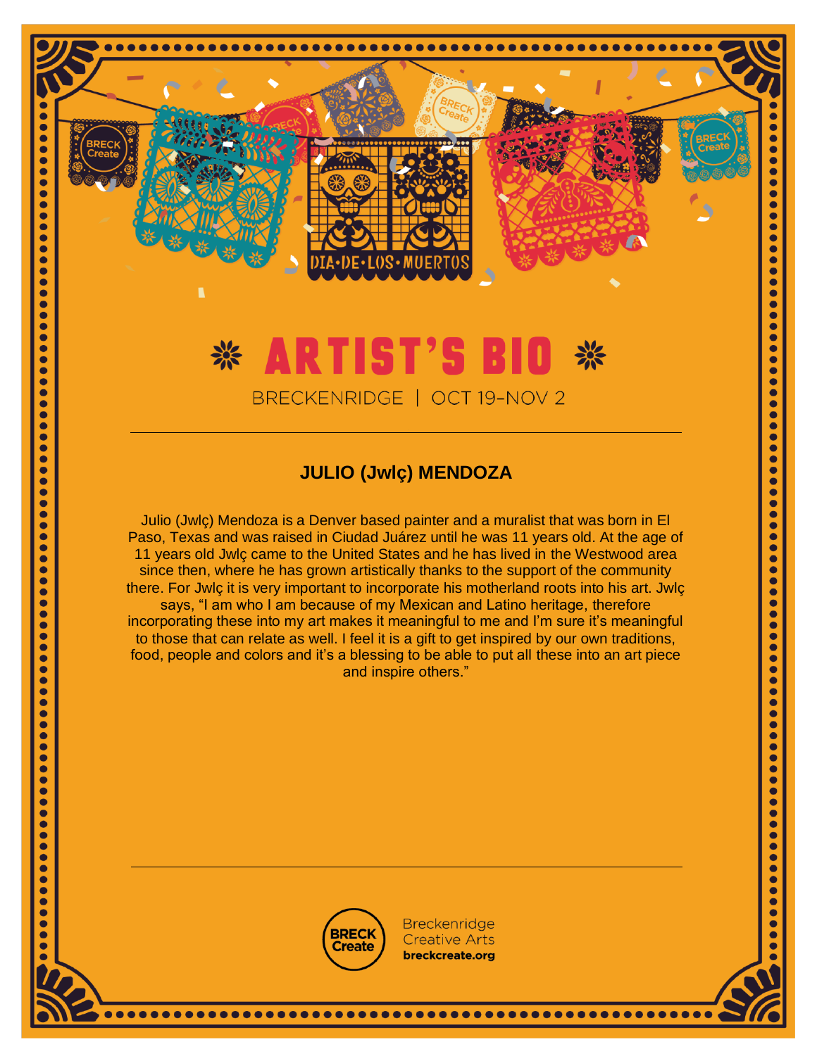# ARTIST'S BIO

BRECKENRIDGE | OCT 19–NOV 2

## JULIO (Jwlç) MENDOZA

Julio (Jwlç) Mendoza is a Denver based painter and a muralist that was born in El Paso, Texas and was raised in Ciudad Juárez until he was 11 years old. At the age of 11 years old Jwlç came to the United States and he has lived in the Westwood area since then, where he has grown artistically thanks to the support of the community there. For Jwlç it is very important to incorporate his motherland roots into his art. Jwlç says, "I am who I am because of my Mexican and Latino heritage, therefore incorporating these into my art makes it meaningful to me and I'm sure it's meaningful to those that can relate as well. I feel it is a gift to get inspired by our own traditions, food, people and colors and it's a blessing to be able to put all these into an art piece and inspire others."

Breckenridge Creative Arts
breckcreate.org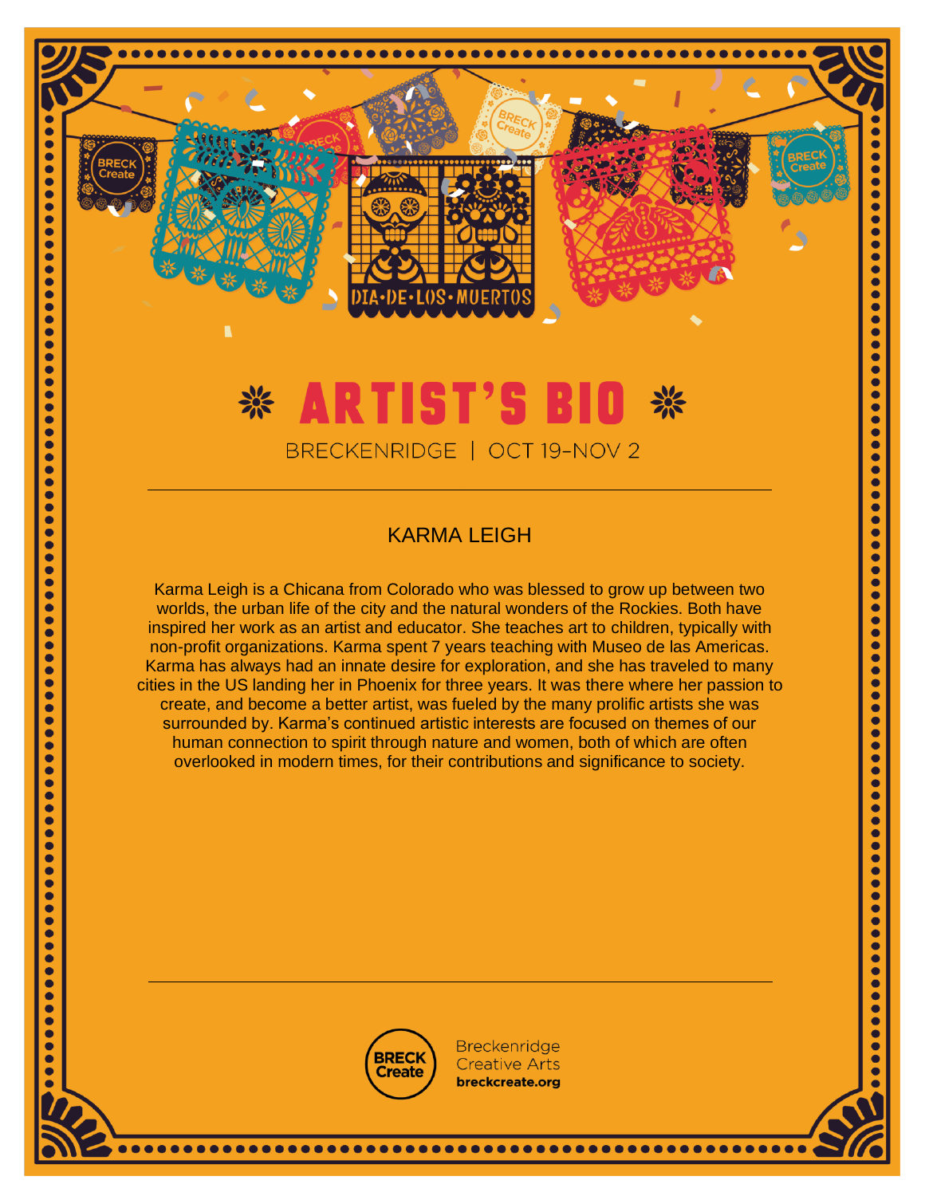# ARTIST'S BIO

BRECKENRIDGE | OCT 19–NOV 2

---

## KARMA LEIGH

Karma Leigh is a Chicana from Colorado who was blessed to grow up between two worlds, the urban life of the city and the natural wonders of the Rockies. Both have inspired her work as an artist and educator. She teaches art to children, typically with non-profit organizations. Karma spent 7 years teaching with Museo de las Americas. Karma has always had an innate desire for exploration, and she has traveled to many cities in the US landing her in Phoenix for three years. It was there where her passion to create, and become a better artist, was fueled by the many prolific artists she was surrounded by. Karma's continued artistic interests are focused on themes of our human connection to spirit through nature and women, both of which are often overlooked in modern times, for their contributions and significance to society.

---

BRECK Create

Breckenridge Creative Arts

**breckcreate.org**